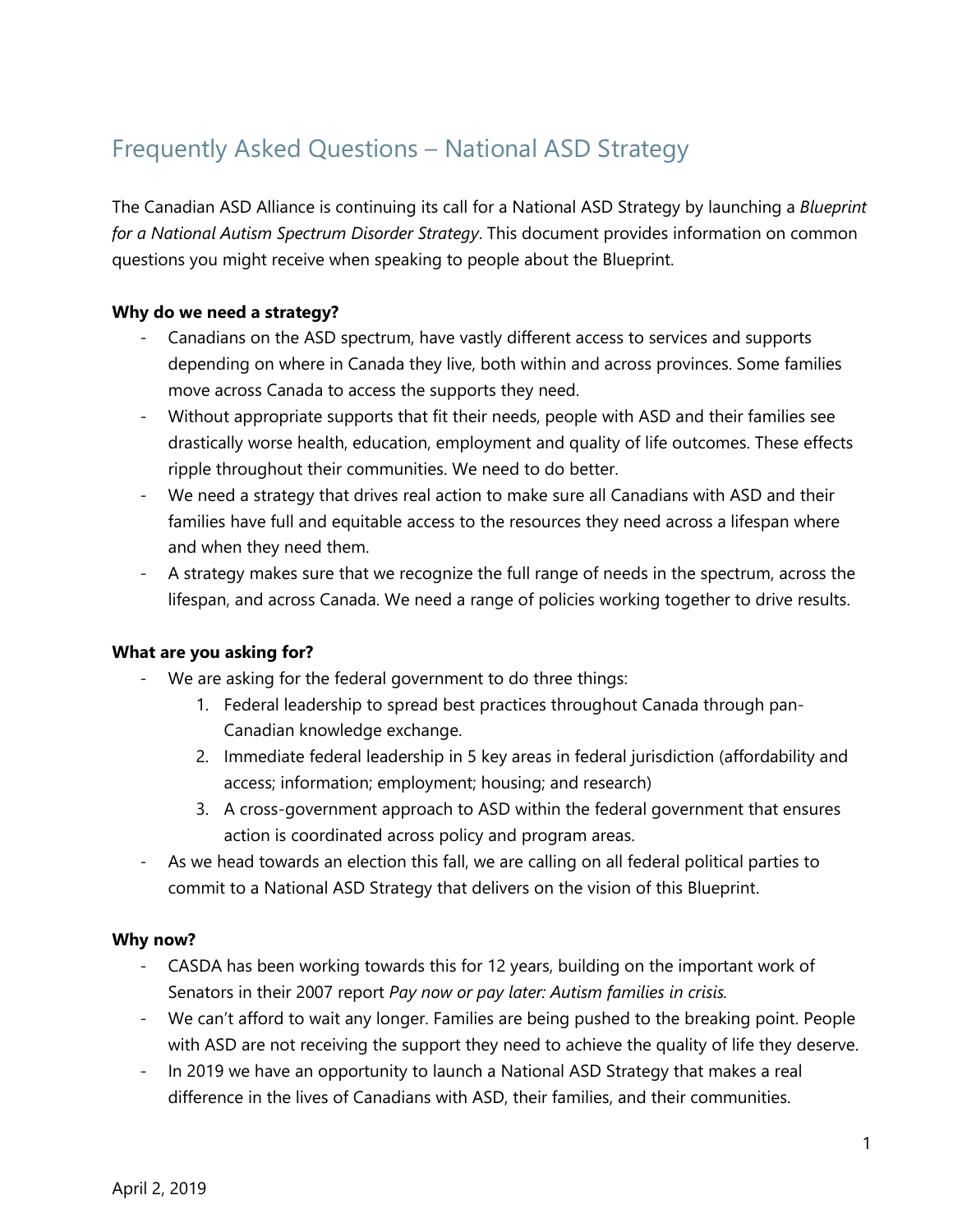# Frequently Asked Questions – National ASD Strategy

The Canadian ASD Alliance is continuing its call for a National ASD Strategy by launching a *Blueprint for a National Autism Spectrum Disorder Strategy*. This document provides information on common questions you might receive when speaking to people about the Blueprint.

**Why do we need a strategy?**

- Canadians on the ASD spectrum, have vastly different access to services and supports depending on where in Canada they live, both within and across provinces. Some families move across Canada to access the supports they need.
- Without appropriate supports that fit their needs, people with ASD and their families see drastically worse health, education, employment and quality of life outcomes. These effects ripple throughout their communities. We need to do better.
- We need a strategy that drives real action to make sure all Canadians with ASD and their families have full and equitable access to the resources they need across a lifespan where and when they need them.
- A strategy makes sure that we recognize the full range of needs in the spectrum, across the lifespan, and across Canada. We need a range of policies working together to drive results.

**What are you asking for?**

- We are asking for the federal government to do three things:
  1. Federal leadership to spread best practices throughout Canada through pan-Canadian knowledge exchange.
  2. Immediate federal leadership in 5 key areas in federal jurisdiction (affordability and access; information; employment; housing; and research)
  3. A cross-government approach to ASD within the federal government that ensures action is coordinated across policy and program areas.
- As we head towards an election this fall, we are calling on all federal political parties to commit to a National ASD Strategy that delivers on the vision of this Blueprint.

**Why now?**

- CASDA has been working towards this for 12 years, building on the important work of Senators in their 2007 report *Pay now or pay later: Autism families in crisis*.
- We can't afford to wait any longer. Families are being pushed to the breaking point. People with ASD are not receiving the support they need to achieve the quality of life they deserve.
- In 2019 we have an opportunity to launch a National ASD Strategy that makes a real difference in the lives of Canadians with ASD, their families, and their communities.

April 2, 2019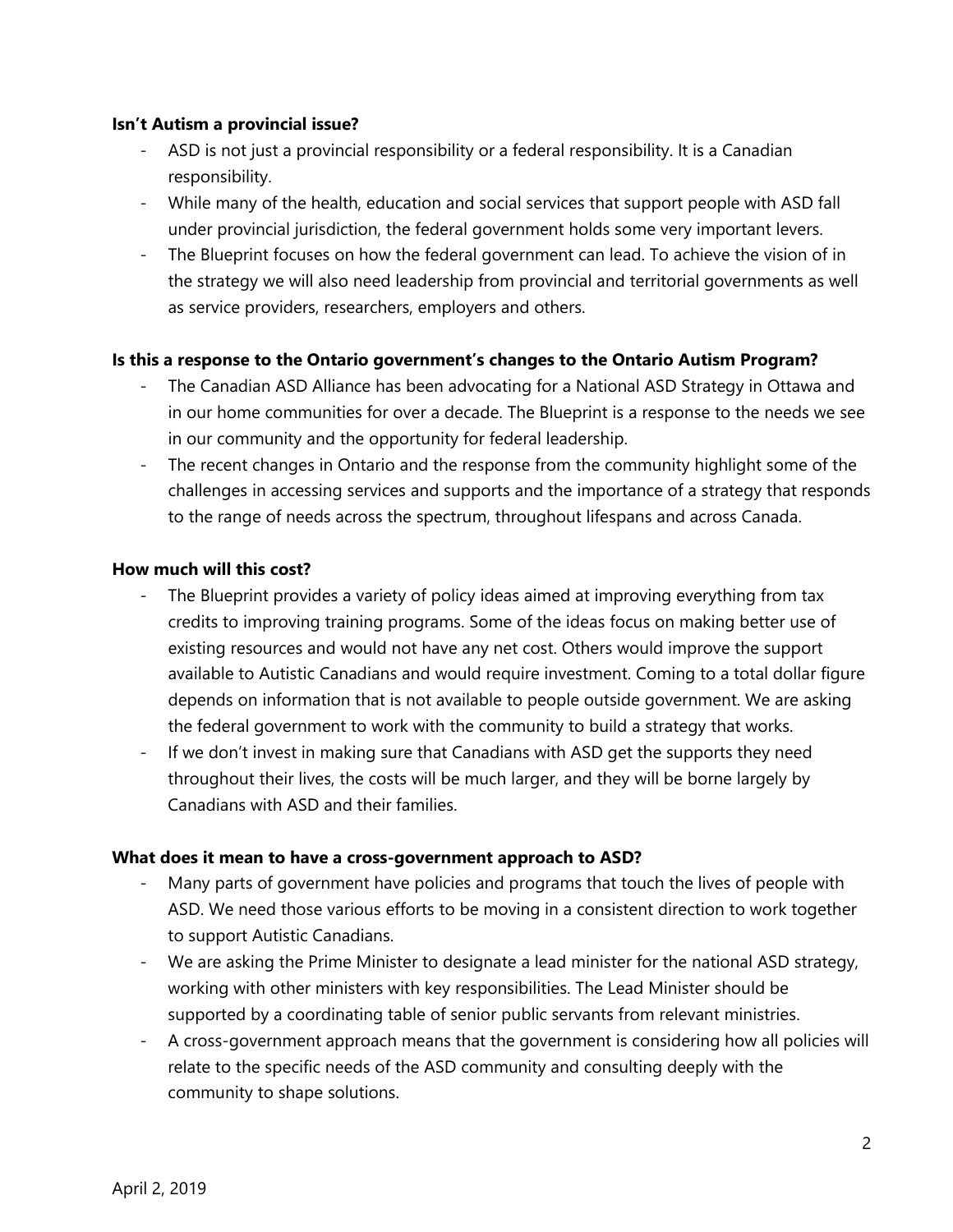**Isn't Autism a provincial issue?**

- ASD is not just a provincial responsibility or a federal responsibility. It is a Canadian responsibility.
- While many of the health, education and social services that support people with ASD fall under provincial jurisdiction, the federal government holds some very important levers.
- The Blueprint focuses on how the federal government can lead. To achieve the vision of in the strategy we will also need leadership from provincial and territorial governments as well as service providers, researchers, employers and others.

**Is this a response to the Ontario government's changes to the Ontario Autism Program?**

- The Canadian ASD Alliance has been advocating for a National ASD Strategy in Ottawa and in our home communities for over a decade. The Blueprint is a response to the needs we see in our community and the opportunity for federal leadership.
- The recent changes in Ontario and the response from the community highlight some of the challenges in accessing services and supports and the importance of a strategy that responds to the range of needs across the spectrum, throughout lifespans and across Canada.

**How much will this cost?**

- The Blueprint provides a variety of policy ideas aimed at improving everything from tax credits to improving training programs. Some of the ideas focus on making better use of existing resources and would not have any net cost. Others would improve the support available to Autistic Canadians and would require investment. Coming to a total dollar figure depends on information that is not available to people outside government. We are asking the federal government to work with the community to build a strategy that works.
- If we don't invest in making sure that Canadians with ASD get the supports they need throughout their lives, the costs will be much larger, and they will be borne largely by Canadians with ASD and their families.

**What does it mean to have a cross-government approach to ASD?**

- Many parts of government have policies and programs that touch the lives of people with ASD. We need those various efforts to be moving in a consistent direction to work together to support Autistic Canadians.
- We are asking the Prime Minister to designate a lead minister for the national ASD strategy, working with other ministers with key responsibilities. The Lead Minister should be supported by a coordinating table of senior public servants from relevant ministries.
- A cross-government approach means that the government is considering how all policies will relate to the specific needs of the ASD community and consulting deeply with the community to shape solutions.

April 2, 2019